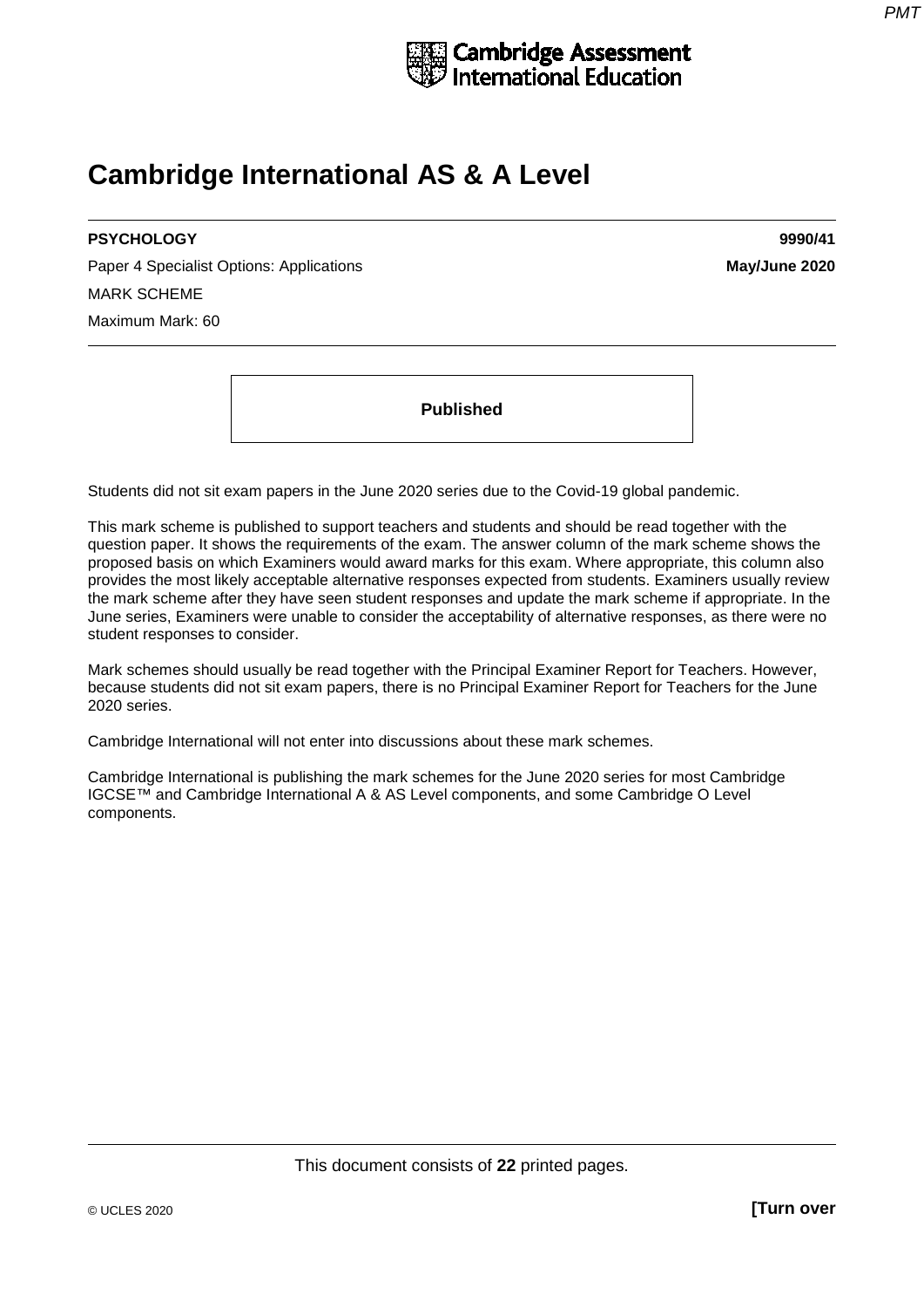Cambridge Assessment International Education

# Cambridge International AS & A Level

**PSYCHOLOGY** **9990/41**

Paper 4 Specialist Options: Applications **May/June 2020**

MARK SCHEME

Maximum Mark: 60

**Published**

Students did not sit exam papers in the June 2020 series due to the Covid-19 global pandemic.

This mark scheme is published to support teachers and students and should be read together with the question paper. It shows the requirements of the exam. The answer column of the mark scheme shows the proposed basis on which Examiners would award marks for this exam. Where appropriate, this column also provides the most likely acceptable alternative responses expected from students. Examiners usually review the mark scheme after they have seen student responses and update the mark scheme if appropriate. In the June series, Examiners were unable to consider the acceptability of alternative responses, as there were no student responses to consider.

Mark schemes should usually be read together with the Principal Examiner Report for Teachers. However, because students did not sit exam papers, there is no Principal Examiner Report for Teachers for the June 2020 series.

Cambridge International will not enter into discussions about these mark schemes.

Cambridge International is publishing the mark schemes for the June 2020 series for most Cambridge IGCSE™ and Cambridge International A & AS Level components, and some Cambridge O Level components.

This document consists of **22** printed pages.

© UCLES 2020 **[Turn over**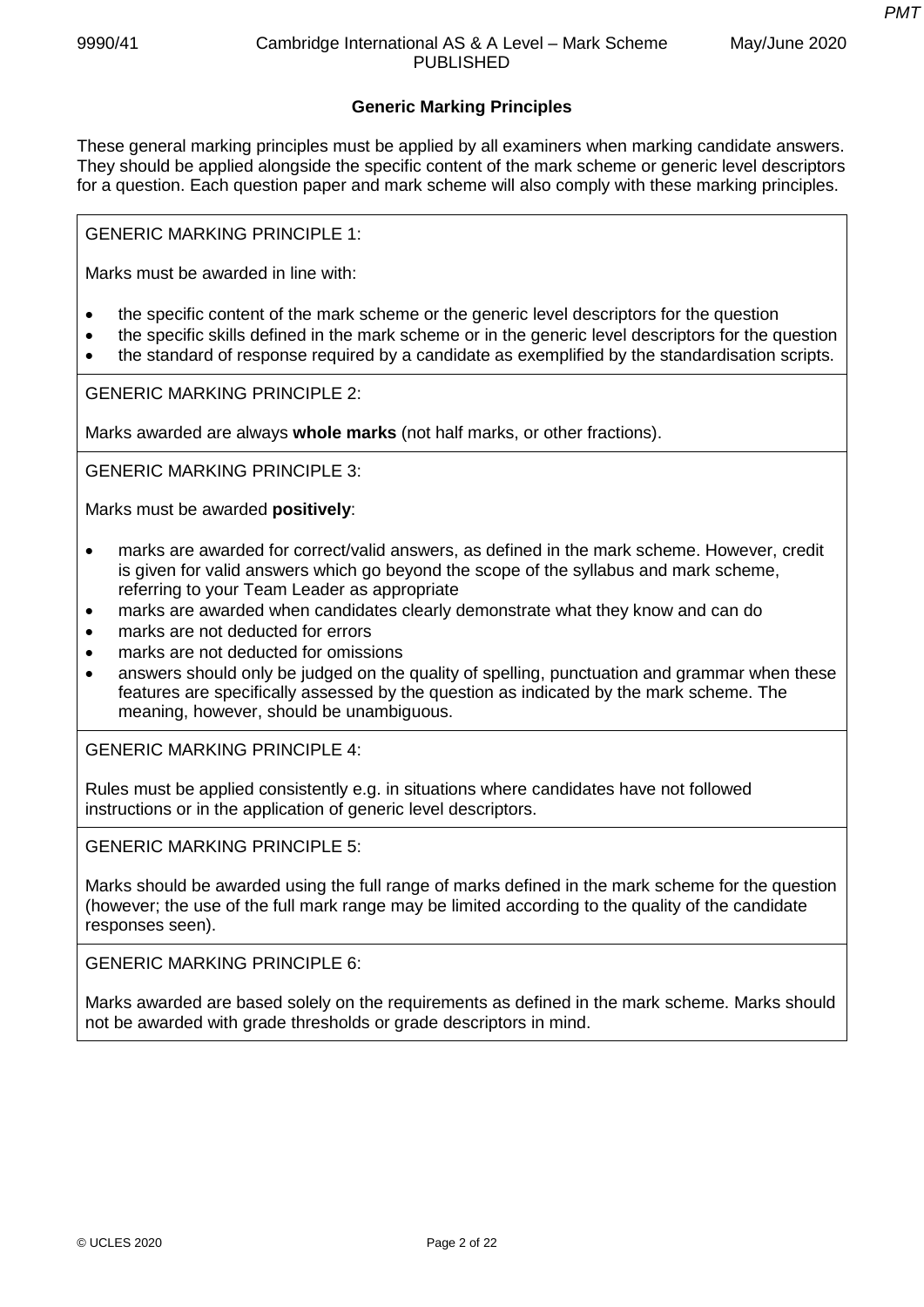## Generic Marking Principles

These general marking principles must be applied by all examiners when marking candidate answers. They should be applied alongside the specific content of the mark scheme or generic level descriptors for a question. Each question paper and mark scheme will also comply with these marking principles.

GENERIC MARKING PRINCIPLE 1:

Marks must be awarded in line with:

- the specific content of the mark scheme or the generic level descriptors for the question
- the specific skills defined in the mark scheme or in the generic level descriptors for the question
- the standard of response required by a candidate as exemplified by the standardisation scripts.

GENERIC MARKING PRINCIPLE 2:

Marks awarded are always **whole marks** (not half marks, or other fractions).

GENERIC MARKING PRINCIPLE 3:

Marks must be awarded **positively**:

- marks are awarded for correct/valid answers, as defined in the mark scheme. However, credit is given for valid answers which go beyond the scope of the syllabus and mark scheme, referring to your Team Leader as appropriate
- marks are awarded when candidates clearly demonstrate what they know and can do
- marks are not deducted for errors
- marks are not deducted for omissions
- answers should only be judged on the quality of spelling, punctuation and grammar when these features are specifically assessed by the question as indicated by the mark scheme. The meaning, however, should be unambiguous.

GENERIC MARKING PRINCIPLE 4:

Rules must be applied consistently e.g. in situations where candidates have not followed instructions or in the application of generic level descriptors.

GENERIC MARKING PRINCIPLE 5:

Marks should be awarded using the full range of marks defined in the mark scheme for the question (however; the use of the full mark range may be limited according to the quality of the candidate responses seen).

GENERIC MARKING PRINCIPLE 6:

Marks awarded are based solely on the requirements as defined in the mark scheme. Marks should not be awarded with grade thresholds or grade descriptors in mind.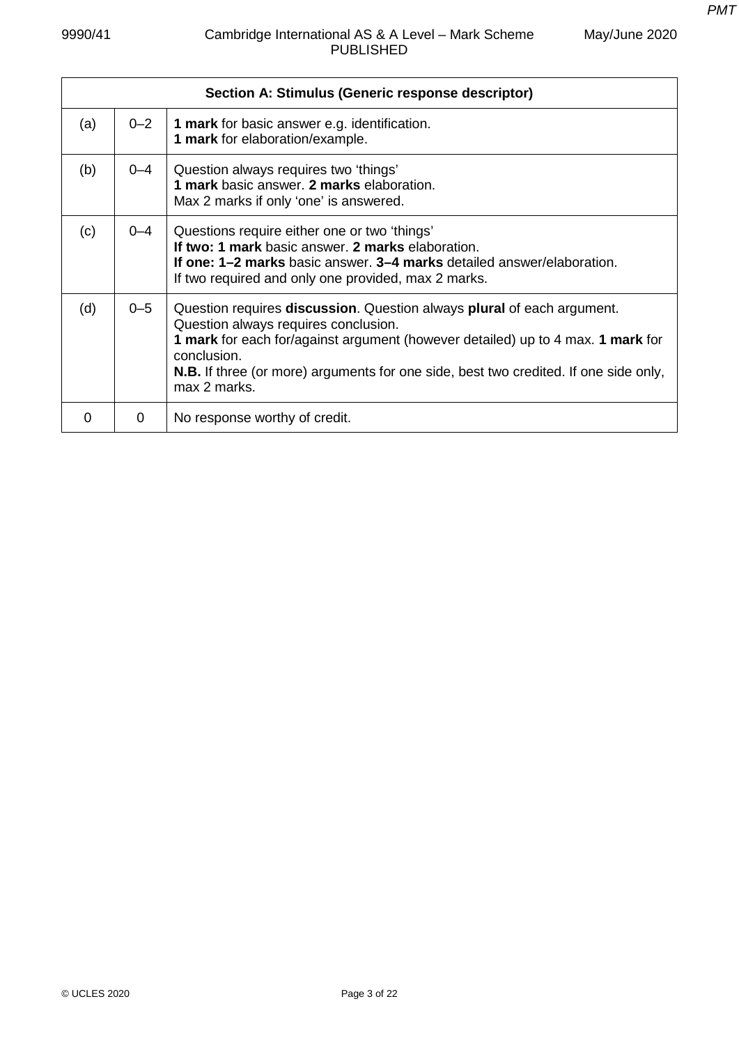| Section A: Stimulus (Generic response descriptor) | | |
|---|---|---|
| (a) | 0–2 | **1 mark** for basic answer e.g. identification.<br>**1 mark** for elaboration/example. |
| (b) | 0–4 | Question always requires two 'things'<br>**1 mark** basic answer. **2 marks** elaboration.<br>Max 2 marks if only 'one' is answered. |
| (c) | 0–4 | Questions require either one or two 'things'<br>**If two: 1 mark** basic answer. **2 marks** elaboration.<br>**If one: 1–2 marks** basic answer. **3–4 marks** detailed answer/elaboration.<br>If two required and only one provided, max 2 marks. |
| (d) | 0–5 | Question requires **discussion**. Question always **plural** of each argument.<br>Question always requires conclusion.<br>**1 mark** for each for/against argument (however detailed) up to 4 max. **1 mark** for conclusion.<br>**N.B.** If three (or more) arguments for one side, best two credited. If one side only, max 2 marks. |
| 0 | 0 | No response worthy of credit. |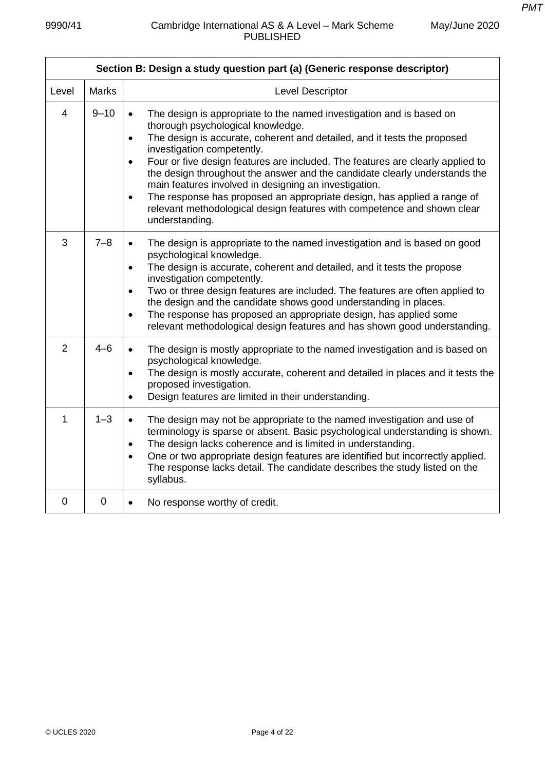| Section B: Design a study question part (a) (Generic response descriptor) | | |
|---|---|---|
| Level | Marks | Level Descriptor |
| 4 | 9–10 | • The design is appropriate to the named investigation and is based on thorough psychological knowledge.<br>• The design is accurate, coherent and detailed, and it tests the proposed investigation competently.<br>• Four or five design features are included. The features are clearly applied to the design throughout the answer and the candidate clearly understands the main features involved in designing an investigation.<br>• The response has proposed an appropriate design, has applied a range of relevant methodological design features with competence and shown clear understanding. |
| 3 | 7–8 | • The design is appropriate to the named investigation and is based on good psychological knowledge.<br>• The design is accurate, coherent and detailed, and it tests the propose investigation competently.<br>• Two or three design features are included. The features are often applied to the design and the candidate shows good understanding in places.<br>• The response has proposed an appropriate design, has applied some relevant methodological design features and has shown good understanding. |
| 2 | 4–6 | • The design is mostly appropriate to the named investigation and is based on psychological knowledge.<br>• The design is mostly accurate, coherent and detailed in places and it tests the proposed investigation.<br>• Design features are limited in their understanding. |
| 1 | 1–3 | • The design may not be appropriate to the named investigation and use of terminology is sparse or absent. Basic psychological understanding is shown.<br>• The design lacks coherence and is limited in understanding.<br>• One or two appropriate design features are identified but incorrectly applied. The response lacks detail. The candidate describes the study listed on the syllabus. |
| 0 | 0 | • No response worthy of credit. |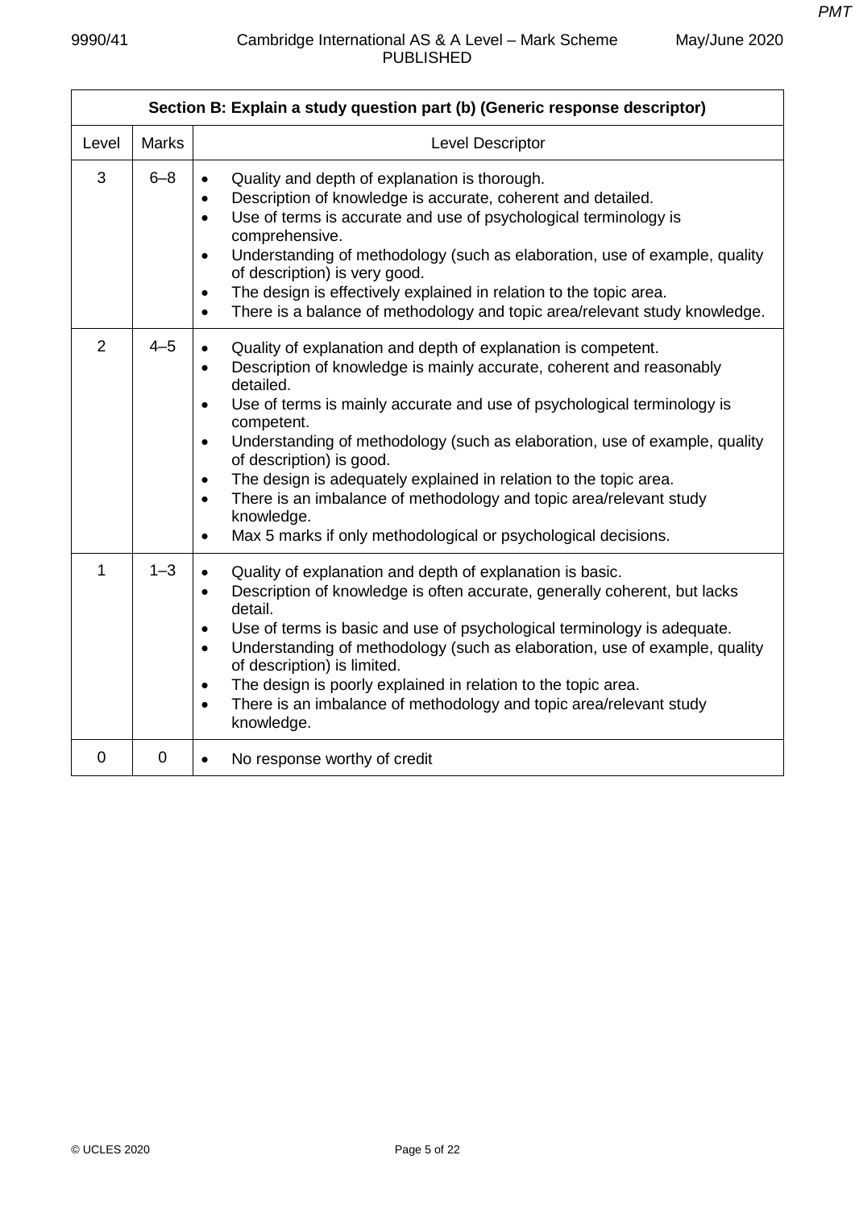| Section B: Explain a study question part (b) (Generic response descriptor) | | |
|---|---|---|
| Level | Marks | Level Descriptor |
| 3 | 6–8 | • Quality and depth of explanation is thorough.<br>• Description of knowledge is accurate, coherent and detailed.<br>• Use of terms is accurate and use of psychological terminology is comprehensive.<br>• Understanding of methodology (such as elaboration, use of example, quality of description) is very good.<br>• The design is effectively explained in relation to the topic area.<br>• There is a balance of methodology and topic area/relevant study knowledge. |
| 2 | 4–5 | • Quality of explanation and depth of explanation is competent.<br>• Description of knowledge is mainly accurate, coherent and reasonably detailed.<br>• Use of terms is mainly accurate and use of psychological terminology is competent.<br>• Understanding of methodology (such as elaboration, use of example, quality of description) is good.<br>• The design is adequately explained in relation to the topic area.<br>• There is an imbalance of methodology and topic area/relevant study knowledge.<br>• Max 5 marks if only methodological or psychological decisions. |
| 1 | 1–3 | • Quality of explanation and depth of explanation is basic.<br>• Description of knowledge is often accurate, generally coherent, but lacks detail.<br>• Use of terms is basic and use of psychological terminology is adequate.<br>• Understanding of methodology (such as elaboration, use of example, quality of description) is limited.<br>• The design is poorly explained in relation to the topic area.<br>• There is an imbalance of methodology and topic area/relevant study knowledge. |
| 0 | 0 | • No response worthy of credit |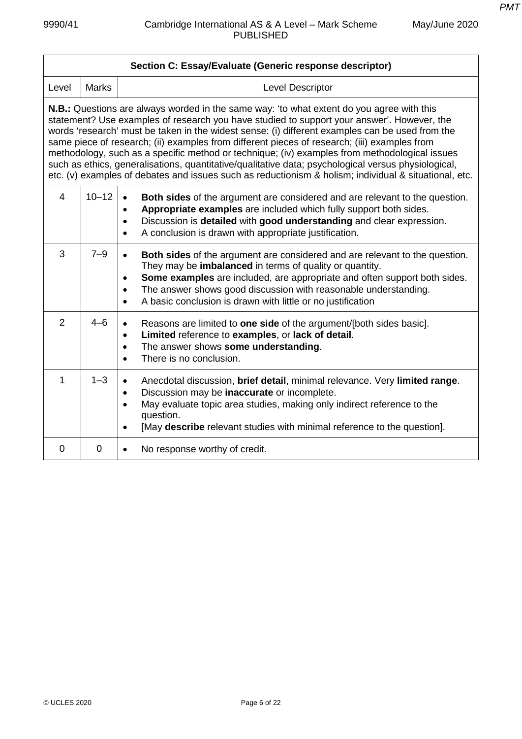| Section C: Essay/Evaluate (Generic response descriptor) | | |
|---|---|---|
| Level | Marks | Level Descriptor |
| **N.B.:** Questions are always worded in the same way: 'to what extent do you agree with this statement? Use examples of research you have studied to support your answer'. However, the words 'research' must be taken in the widest sense: (i) different examples can be used from the same piece of research; (ii) examples from different pieces of research; (iii) examples from methodology, such as a specific method or technique; (iv) examples from methodological issues such as ethics, generalisations, quantitative/qualitative data; psychological versus physiological, etc. (v) examples of debates and issues such as reductionism & holism; individual & situational, etc. | | |
| 4 | 10–12 | • **Both sides** of the argument are considered and are relevant to the question.<br>• **Appropriate examples** are included which fully support both sides.<br>• Discussion is **detailed** with **good understanding** and clear expression.<br>• A conclusion is drawn with appropriate justification. |
| 3 | 7–9 | • **Both sides** of the argument are considered and are relevant to the question. They may be **imbalanced** in terms of quality or quantity.<br>• **Some examples** are included, are appropriate and often support both sides.<br>• The answer shows good discussion with reasonable understanding.<br>• A basic conclusion is drawn with little or no justification |
| 2 | 4–6 | • Reasons are limited to **one side** of the argument/[both sides basic].<br>• **Limited** reference to **examples**, or **lack of detail**.<br>• The answer shows **some understanding**.<br>• There is no conclusion. |
| 1 | 1–3 | • Anecdotal discussion, **brief detail**, minimal relevance. Very **limited range**.<br>• Discussion may be **inaccurate** or incomplete.<br>• May evaluate topic area studies, making only indirect reference to the question.<br>• [May **describe** relevant studies with minimal reference to the question]. |
| 0 | 0 | • No response worthy of credit. |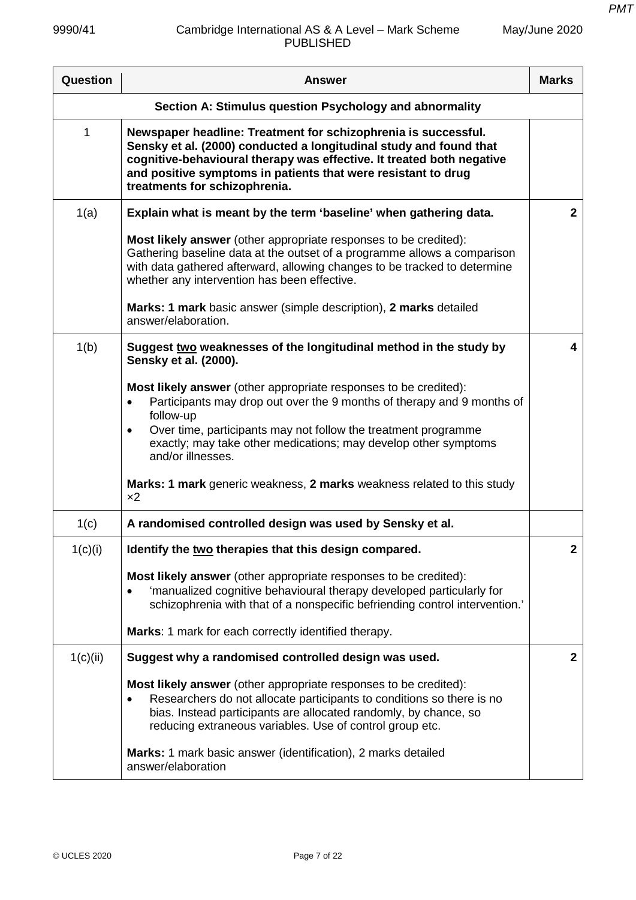| Question | Answer | Marks |
|---|---|---|
| | **Section A: Stimulus question Psychology and abnormality** | |
| 1 | **Newspaper headline: Treatment for schizophrenia is successful. Sensky et al. (2000) conducted a longitudinal study and found that cognitive-behavioural therapy was effective. It treated both negative and positive symptoms in patients that were resistant to drug treatments for schizophrenia.** | |
| 1(a) | **Explain what is meant by the term 'baseline' when gathering data.**<br><br>**Most likely answer** (other appropriate responses to be credited):<br>Gathering baseline data at the outset of a programme allows a comparison with data gathered afterward, allowing changes to be tracked to determine whether any intervention has been effective.<br><br>**Marks: 1 mark** basic answer (simple description), **2 marks** detailed answer/elaboration. | 2 |
| 1(b) | **Suggest <u>two</u> weaknesses of the longitudinal method in the study by Sensky et al. (2000).**<br><br>**Most likely answer** (other appropriate responses to be credited):<br>• Participants may drop out over the 9 months of therapy and 9 months of follow-up<br>• Over time, participants may not follow the treatment programme exactly; may take other medications; may develop other symptoms and/or illnesses.<br><br>**Marks: 1 mark** generic weakness, **2 marks** weakness related to this study ×2 | 4 |
| 1(c) | **A randomised controlled design was used by Sensky et al.** | |
| 1(c)(i) | **Identify the <u>two</u> therapies that this design compared.**<br><br>**Most likely answer** (other appropriate responses to be credited):<br>• 'manualized cognitive behavioural therapy developed particularly for schizophrenia with that of a nonspecific befriending control intervention.'<br><br>**Marks**: 1 mark for each correctly identified therapy. | 2 |
| 1(c)(ii) | **Suggest why a randomised controlled design was used.**<br><br>**Most likely answer** (other appropriate responses to be credited):<br>• Researchers do not allocate participants to conditions so there is no bias. Instead participants are allocated randomly, by chance, so reducing extraneous variables. Use of control group etc.<br><br>**Marks:** 1 mark basic answer (identification), 2 marks detailed answer/elaboration | 2 |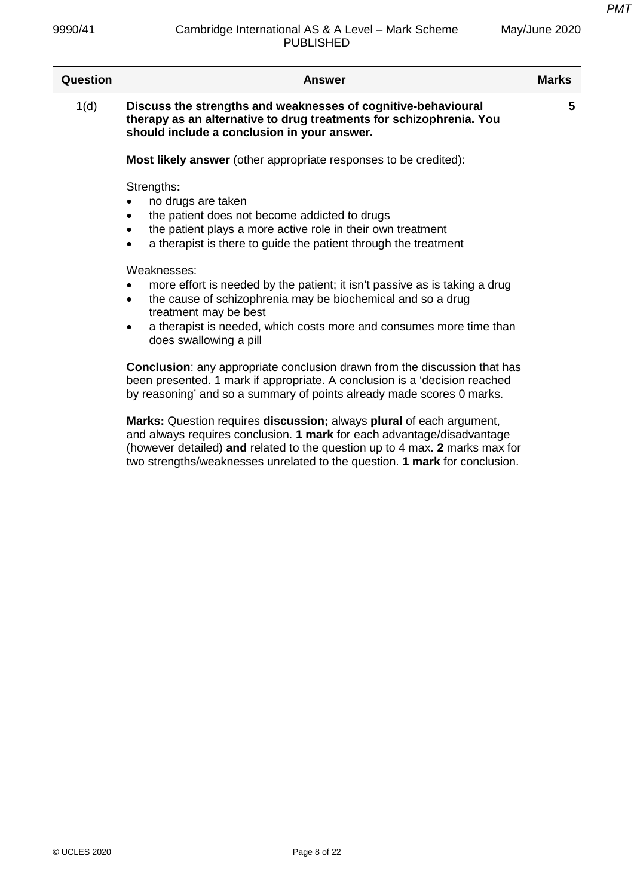| Question | Answer | Marks |
|---|---|---|
| 1(d) | **Discuss the strengths and weaknesses of cognitive-behavioural therapy as an alternative to drug treatments for schizophrenia. You should include a conclusion in your answer.**<br><br>**Most likely answer** (other appropriate responses to be credited):<br><br>Strengths**:**<br>• no drugs are taken<br>• the patient does not become addicted to drugs<br>• the patient plays a more active role in their own treatment<br>• a therapist is there to guide the patient through the treatment<br><br>Weaknesses:<br>• more effort is needed by the patient; it isn't passive as is taking a drug<br>• the cause of schizophrenia may be biochemical and so a drug treatment may be best<br>• a therapist is needed, which costs more and consumes more time than does swallowing a pill<br><br>**Conclusion**: any appropriate conclusion drawn from the discussion that has been presented. 1 mark if appropriate. A conclusion is a 'decision reached by reasoning' and so a summary of points already made scores 0 marks.<br><br>**Marks:** Question requires **discussion;** always **plural** of each argument, and always requires conclusion. **1 mark** for each advantage/disadvantage (however detailed) **and** related to the question up to 4 max. **2** marks max for two strengths/weaknesses unrelated to the question. **1 mark** for conclusion. | 5 |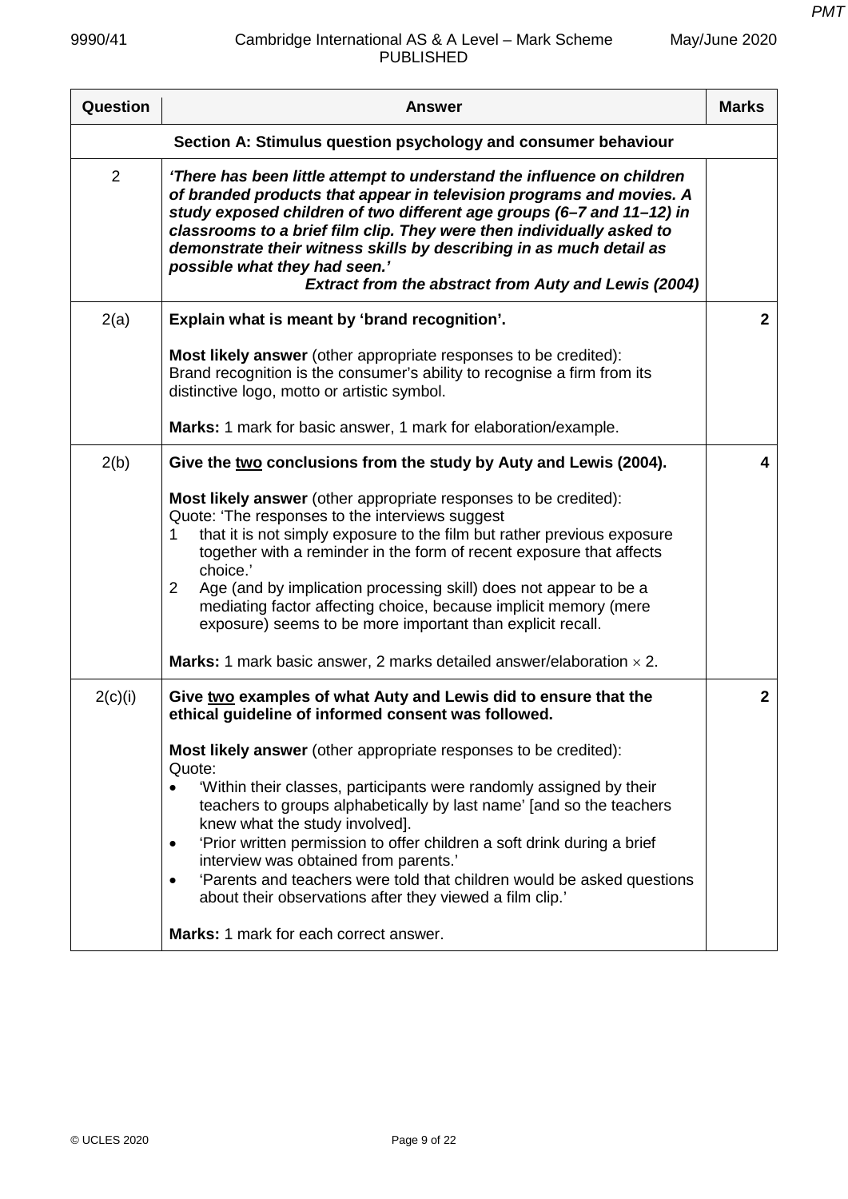| Question | Answer | Marks |
|---|---|---|
| | **Section A: Stimulus question psychology and consumer behaviour** | |
| 2 | ***'There has been little attempt to understand the influence on children of branded products that appear in television programs and movies. A study exposed children of two different age groups (6–7 and 11–12) in classrooms to a brief film clip. They were then individually asked to demonstrate their witness skills by describing in as much detail as possible what they had seen.'*** <br> ***Extract from the abstract from Auty and Lewis (2004)*** | |
| 2(a) | **Explain what is meant by 'brand recognition'.** <br><br> **Most likely answer** (other appropriate responses to be credited): <br> Brand recognition is the consumer's ability to recognise a firm from its distinctive logo, motto or artistic symbol. <br><br> **Marks:** 1 mark for basic answer, 1 mark for elaboration/example. | **2** |
| 2(b) | **Give the <u>two</u> conclusions from the study by Auty and Lewis (2004).** <br><br> **Most likely answer** (other appropriate responses to be credited): <br> Quote: 'The responses to the interviews suggest <br> 1 that it is not simply exposure to the film but rather previous exposure together with a reminder in the form of recent exposure that affects choice.' <br> 2 Age (and by implication processing skill) does not appear to be a mediating factor affecting choice, because implicit memory (mere exposure) seems to be more important than explicit recall. <br><br> **Marks:** 1 mark basic answer, 2 marks detailed answer/elaboration $\times$ 2. | **4** |
| 2(c)(i) | **Give <u>two</u> examples of what Auty and Lewis did to ensure that the ethical guideline of informed consent was followed.** <br><br> **Most likely answer** (other appropriate responses to be credited): <br> Quote: <br> • 'Within their classes, participants were randomly assigned by their teachers to groups alphabetically by last name' [and so the teachers knew what the study involved]. <br> • 'Prior written permission to offer children a soft drink during a brief interview was obtained from parents.' <br> • 'Parents and teachers were told that children would be asked questions about their observations after they viewed a film clip.' <br><br> **Marks:** 1 mark for each correct answer. | **2** |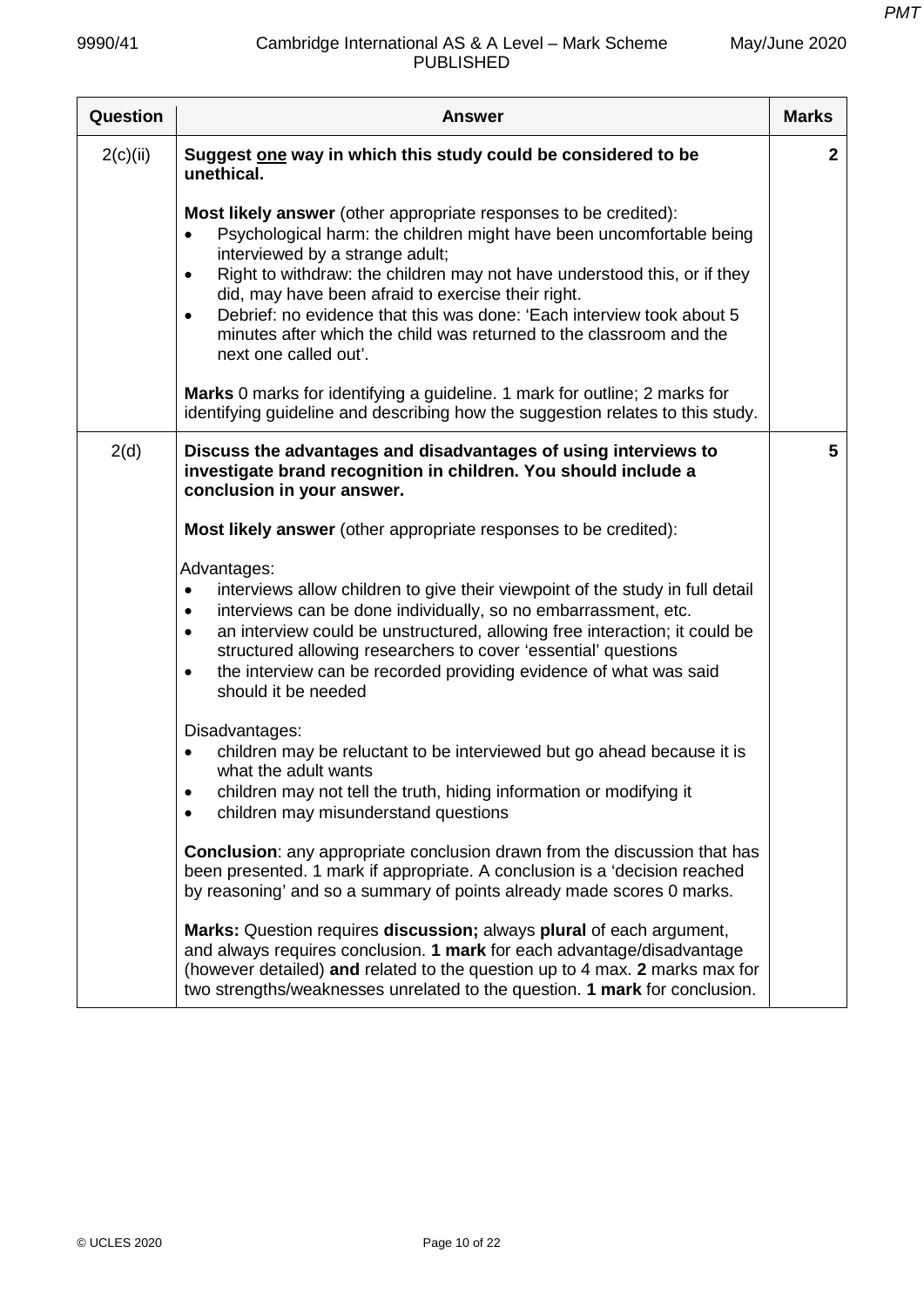| Question | Answer | Marks |
|---|---|---|
| 2(c)(ii) | **Suggest one way in which this study could be considered to be unethical.**<br><br>**Most likely answer** (other appropriate responses to be credited):<br>• Psychological harm: the children might have been uncomfortable being interviewed by a strange adult;<br>• Right to withdraw: the children may not have understood this, or if they did, may have been afraid to exercise their right.<br>• Debrief: no evidence that this was done: 'Each interview took about 5 minutes after which the child was returned to the classroom and the next one called out'.<br><br>**Marks** 0 marks for identifying a guideline. 1 mark for outline; 2 marks for identifying guideline and describing how the suggestion relates to this study. | **2** |
| 2(d) | **Discuss the advantages and disadvantages of using interviews to investigate brand recognition in children. You should include a conclusion in your answer.**<br><br>**Most likely answer** (other appropriate responses to be credited):<br><br>Advantages:<br>• interviews allow children to give their viewpoint of the study in full detail<br>• interviews can be done individually, so no embarrassment, etc.<br>• an interview could be unstructured, allowing free interaction; it could be structured allowing researchers to cover 'essential' questions<br>• the interview can be recorded providing evidence of what was said should it be needed<br><br>Disadvantages:<br>• children may be reluctant to be interviewed but go ahead because it is what the adult wants<br>• children may not tell the truth, hiding information or modifying it<br>• children may misunderstand questions<br><br>**Conclusion**: any appropriate conclusion drawn from the discussion that has been presented. 1 mark if appropriate. A conclusion is a 'decision reached by reasoning' and so a summary of points already made scores 0 marks.<br><br>**Marks:** Question requires **discussion;** always **plural** of each argument, and always requires conclusion. **1 mark** for each advantage/disadvantage (however detailed) **and** related to the question up to 4 max. **2** marks max for two strengths/weaknesses unrelated to the question. **1 mark** for conclusion. | **5** |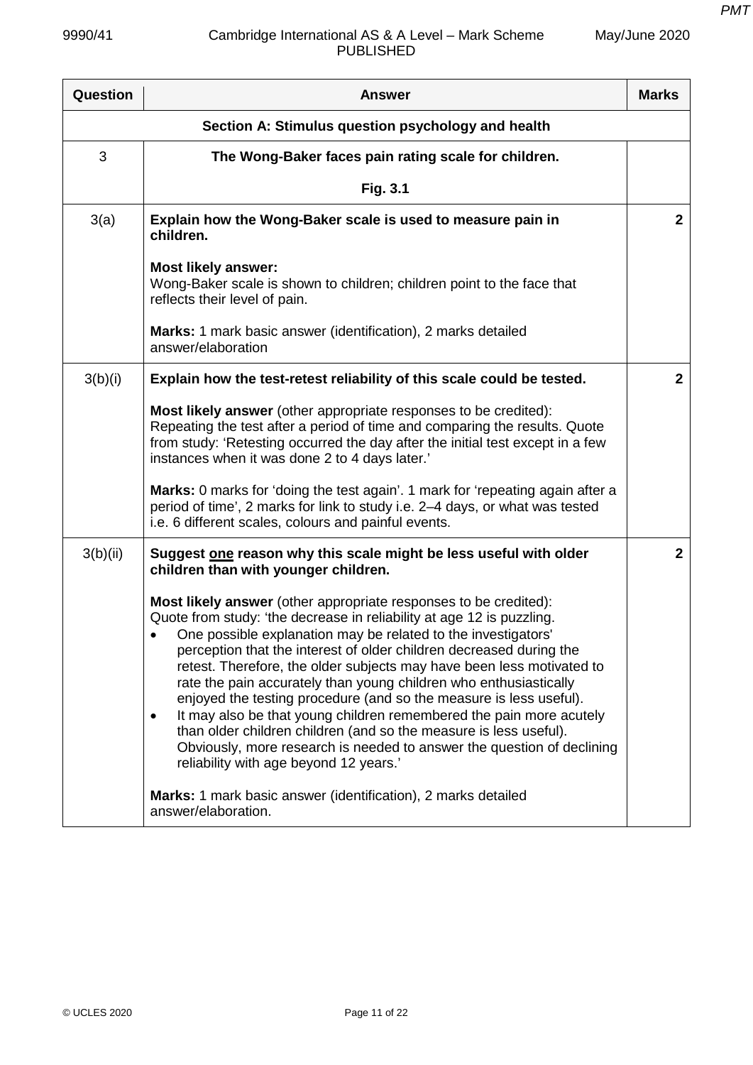| Question | Answer | Marks |
|---|---|---|
| | **Section A: Stimulus question psychology and health** | |
| 3 | **The Wong-Baker faces pain rating scale for children.**<br><br>**Fig. 3.1** | |
| 3(a) | **Explain how the Wong-Baker scale is used to measure pain in children.**<br><br>**Most likely answer:**<br>Wong-Baker scale is shown to children; children point to the face that reflects their level of pain.<br><br>**Marks:** 1 mark basic answer (identification), 2 marks detailed answer/elaboration | **2** |
| 3(b)(i) | **Explain how the test-retest reliability of this scale could be tested.**<br><br>**Most likely answer** (other appropriate responses to be credited):<br>Repeating the test after a period of time and comparing the results. Quote from study: 'Retesting occurred the day after the initial test except in a few instances when it was done 2 to 4 days later.'<br><br>**Marks:** 0 marks for 'doing the test again'. 1 mark for 'repeating again after a period of time', 2 marks for link to study i.e. 2–4 days, or what was tested i.e. 6 different scales, colours and painful events. | **2** |
| 3(b)(ii) | **Suggest <u>one</u> reason why this scale might be less useful with older children than with younger children.**<br><br>**Most likely answer** (other appropriate responses to be credited):<br>Quote from study: 'the decrease in reliability at age 12 is puzzling.<br>• One possible explanation may be related to the investigators' perception that the interest of older children decreased during the retest. Therefore, the older subjects may have been less motivated to rate the pain accurately than young children who enthusiastically enjoyed the testing procedure (and so the measure is less useful).<br>• It may also be that young children remembered the pain more acutely than older children children (and so the measure is less useful). Obviously, more research is needed to answer the question of declining reliability with age beyond 12 years.'<br><br>**Marks:** 1 mark basic answer (identification), 2 marks detailed answer/elaboration. | **2** |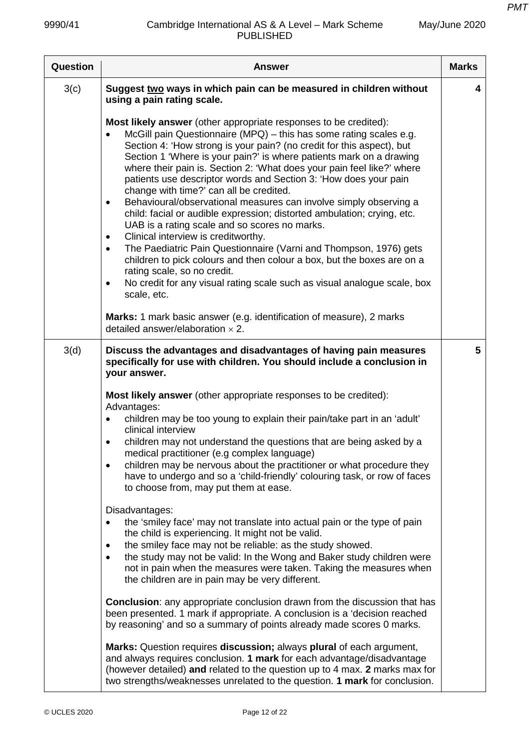| Question | Answer | Marks |
|---|---|---|
| 3(c) | **Suggest <u>two</u> ways in which pain can be measured in children without using a pain rating scale.**<br><br>**Most likely answer** (other appropriate responses to be credited):<br>• McGill pain Questionnaire (MPQ) – this has some rating scales e.g. Section 4: 'How strong is your pain? (no credit for this aspect), but Section 1 'Where is your pain?' is where patients mark on a drawing where their pain is. Section 2: 'What does your pain feel like?' where patients use descriptor words and Section 3: 'How does your pain change with time?' can all be credited.<br>• Behavioural/observational measures can involve simply observing a child: facial or audible expression; distorted ambulation; crying, etc. UAB is a rating scale and so scores no marks.<br>• Clinical interview is creditworthy.<br>• The Paediatric Pain Questionnaire (Varni and Thompson, 1976) gets children to pick colours and then colour a box, but the boxes are on a rating scale, so no credit.<br>• No credit for any visual rating scale such as visual analogue scale, box scale, etc.<br><br>**Marks:** 1 mark basic answer (e.g. identification of measure), 2 marks detailed answer/elaboration $\times$ 2. | 4 |
| 3(d) | **Discuss the advantages and disadvantages of having pain measures specifically for use with children. You should include a conclusion in your answer.**<br><br>**Most likely answer** (other appropriate responses to be credited):<br>Advantages:<br>• children may be too young to explain their pain/take part in an 'adult' clinical interview<br>• children may not understand the questions that are being asked by a medical practitioner (e.g complex language)<br>• children may be nervous about the practitioner or what procedure they have to undergo and so a 'child-friendly' colouring task, or row of faces to choose from, may put them at ease.<br><br>Disadvantages:<br>• the 'smiley face' may not translate into actual pain or the type of pain the child is experiencing. It might not be valid.<br>• the smiley face may not be reliable: as the study showed.<br>• the study may not be valid: In the Wong and Baker study children were not in pain when the measures were taken. Taking the measures when the children are in pain may be very different.<br><br>**Conclusion**: any appropriate conclusion drawn from the discussion that has been presented. 1 mark if appropriate. A conclusion is a 'decision reached by reasoning' and so a summary of points already made scores 0 marks.<br><br>**Marks:** Question requires **discussion;** always **plural** of each argument, and always requires conclusion. **1 mark** for each advantage/disadvantage (however detailed) **and** related to the question up to 4 max. **2** marks max for two strengths/weaknesses unrelated to the question. **1 mark** for conclusion. | 5 |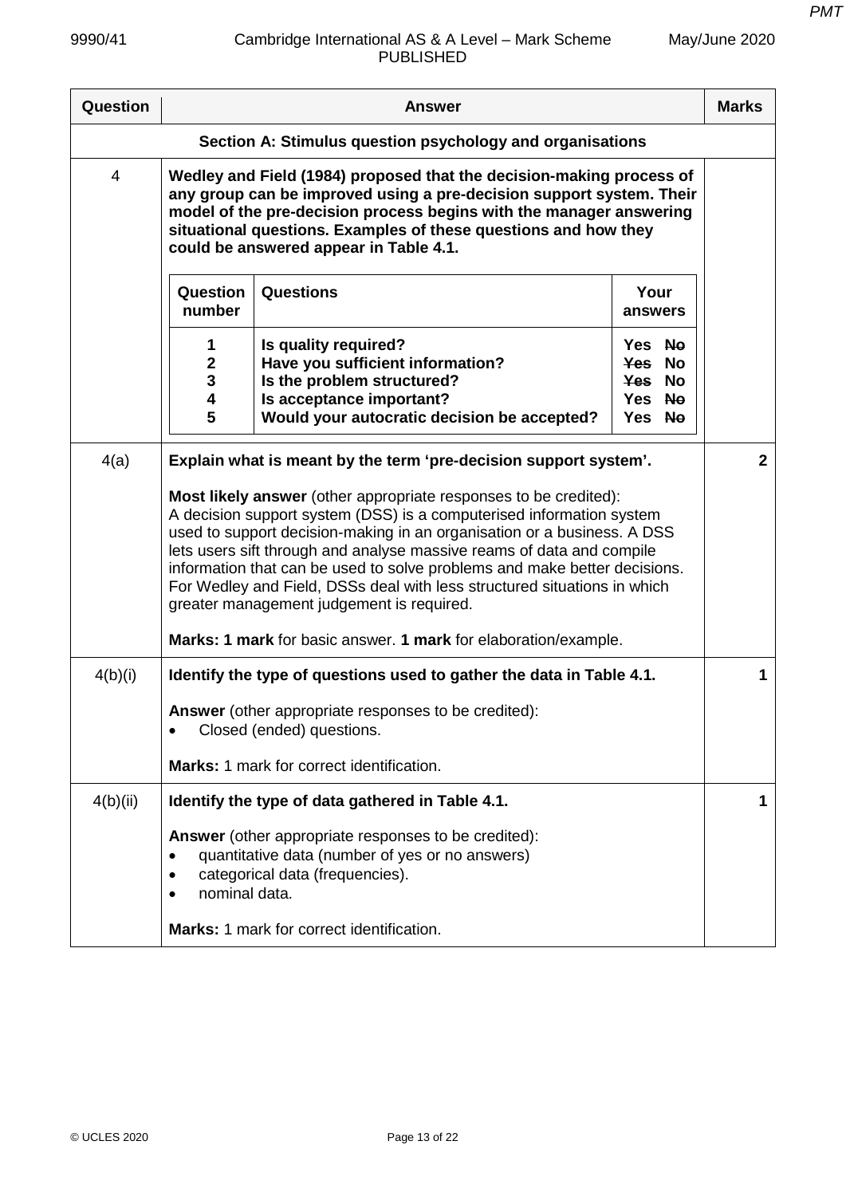| Question | Answer | Marks |
|---|---|---|
| | **Section A: Stimulus question psychology and organisations** | |
| 4 | **Wedley and Field (1984) proposed that the decision-making process of any group can be improved using a pre-decision support system. Their model of the pre-decision process begins with the manager answering situational questions. Examples of these questions and how they could be answered appear in Table 4.1.** | |

| Question number | Questions | Your answers |
|---|---|---|
| **1** | **Is quality required?** | **Yes** ~~**No**~~ |
| **2** | **Have you sufficient information?** | ~~**Yes**~~ **No** |
| **3** | **Is the problem structured?** | ~~**Yes**~~ **No** |
| **4** | **Is acceptance important?** | **Yes** ~~**No**~~ |
| **5** | **Would your autocratic decision be accepted?** | **Yes** ~~**No**~~ |

| Question | Answer | Marks |
|---|---|---|
| 4(a) | **Explain what is meant by the term 'pre-decision support system'.**<br><br>**Most likely answer** (other appropriate responses to be credited):<br>A decision support system (DSS) is a computerised information system used to support decision-making in an organisation or a business. A DSS lets users sift through and analyse massive reams of data and compile information that can be used to solve problems and make better decisions. For Wedley and Field, DSSs deal with less structured situations in which greater management judgement is required.<br><br>**Marks: 1 mark** for basic answer. **1 mark** for elaboration/example. | **2** |
| 4(b)(i) | **Identify the type of questions used to gather the data in Table 4.1.**<br><br>**Answer** (other appropriate responses to be credited):<br>• Closed (ended) questions.<br><br>**Marks:** 1 mark for correct identification. | **1** |
| 4(b)(ii) | **Identify the type of data gathered in Table 4.1.**<br><br>**Answer** (other appropriate responses to be credited):<br>• quantitative data (number of yes or no answers)<br>• categorical data (frequencies).<br>• nominal data.<br><br>**Marks:** 1 mark for correct identification. | **1** |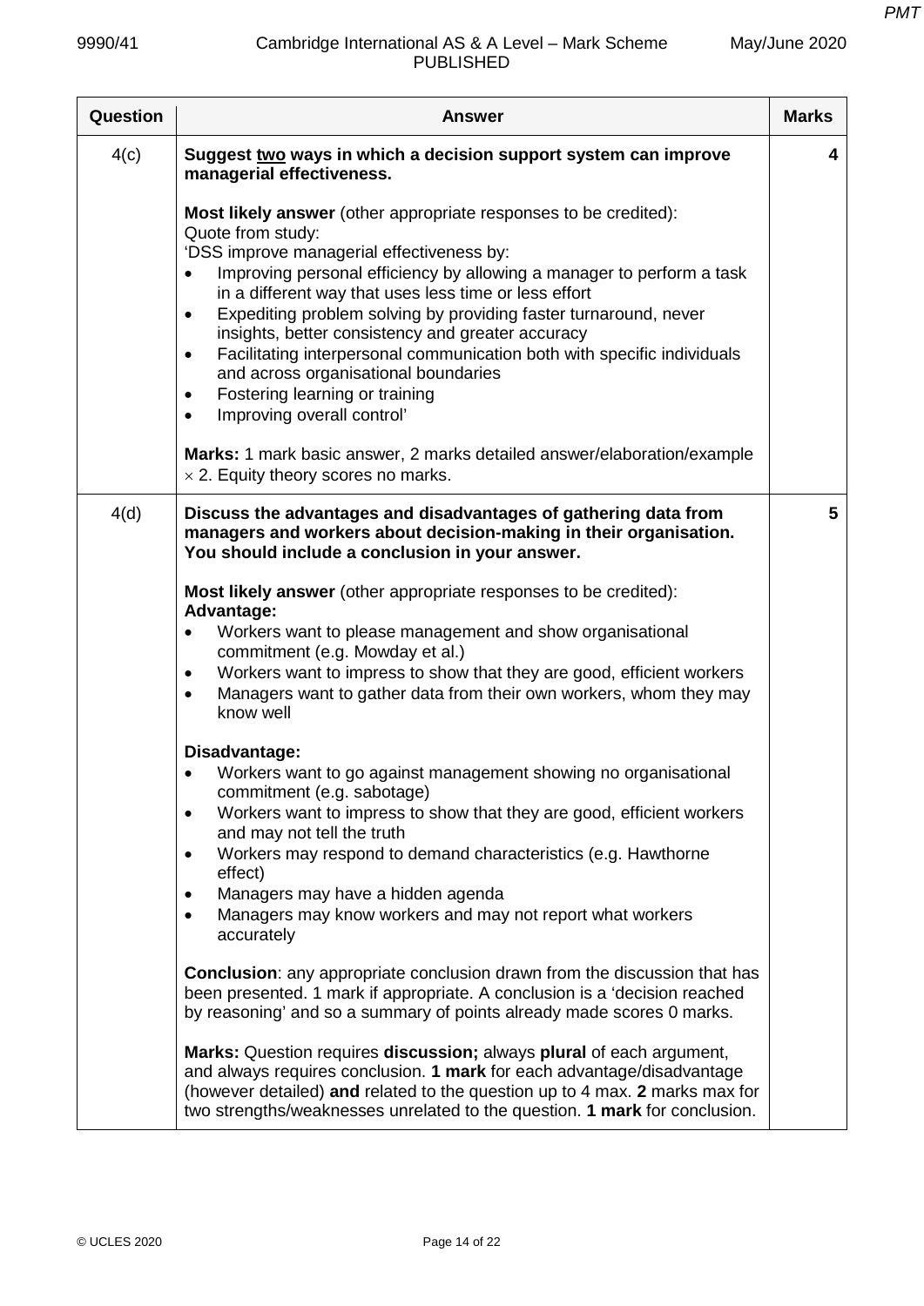| Question | Answer | Marks |
|---|---|---|
| 4(c) | **Suggest <u>two</u> ways in which a decision support system can improve managerial effectiveness.**<br><br>**Most likely answer** (other appropriate responses to be credited):<br>Quote from study:<br>'DSS improve managerial effectiveness by:<br>• Improving personal efficiency by allowing a manager to perform a task in a different way that uses less time or less effort<br>• Expediting problem solving by providing faster turnaround, never insights, better consistency and greater accuracy<br>• Facilitating interpersonal communication both with specific individuals and across organisational boundaries<br>• Fostering learning or training<br>• Improving overall control'<br><br>**Marks:** 1 mark basic answer, 2 marks detailed answer/elaboration/example × 2. Equity theory scores no marks. | **4** |
| 4(d) | **Discuss the advantages and disadvantages of gathering data from managers and workers about decision-making in their organisation. You should include a conclusion in your answer.**<br><br>**Most likely answer** (other appropriate responses to be credited):<br>**Advantage:**<br>• Workers want to please management and show organisational commitment (e.g. Mowday et al.)<br>• Workers want to impress to show that they are good, efficient workers<br>• Managers want to gather data from their own workers, whom they may know well<br><br>**Disadvantage:**<br>• Workers want to go against management showing no organisational commitment (e.g. sabotage)<br>• Workers want to impress to show that they are good, efficient workers and may not tell the truth<br>• Workers may respond to demand characteristics (e.g. Hawthorne effect)<br>• Managers may have a hidden agenda<br>• Managers may know workers and may not report what workers accurately<br><br>**Conclusion**: any appropriate conclusion drawn from the discussion that has been presented. 1 mark if appropriate. A conclusion is a 'decision reached by reasoning' and so a summary of points already made scores 0 marks.<br><br>**Marks:** Question requires **discussion;** always **plural** of each argument, and always requires conclusion. **1 mark** for each advantage/disadvantage (however detailed) **and** related to the question up to 4 max. **2** marks max for two strengths/weaknesses unrelated to the question. **1 mark** for conclusion. | **5** |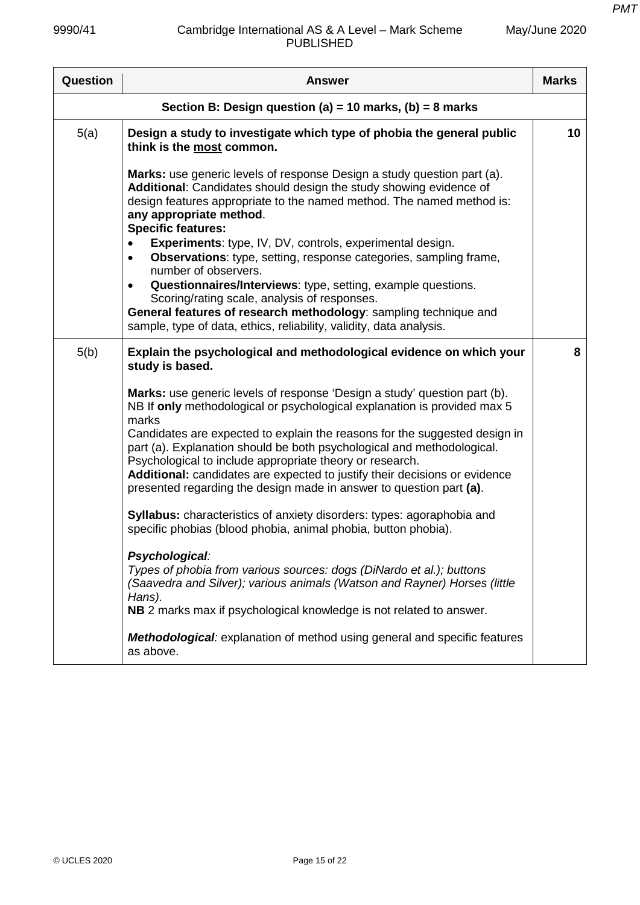| Question | Answer | Marks |
|---|---|---|
| | **Section B: Design question (a) = 10 marks, (b) = 8 marks** | |
| 5(a) | **Design a study to investigate which type of phobia the general public think is the <u>most</u> common.**<br><br>**Marks:** use generic levels of response Design a study question part (a).<br>**Additional**: Candidates should design the study showing evidence of design features appropriate to the named method. The named method is: **any appropriate method**.<br>**Specific features:**<br>• **Experiments**: type, IV, DV, controls, experimental design.<br>• **Observations**: type, setting, response categories, sampling frame, number of observers.<br>• **Questionnaires/Interviews**: type, setting, example questions. Scoring/rating scale, analysis of responses.<br>**General features of research methodology**: sampling technique and sample, type of data, ethics, reliability, validity, data analysis. | 10 |
| 5(b) | **Explain the psychological and methodological evidence on which your study is based.**<br><br>**Marks:** use generic levels of response 'Design a study' question part (b). NB If **only** methodological or psychological explanation is provided max 5 marks<br>Candidates are expected to explain the reasons for the suggested design in part (a). Explanation should be both psychological and methodological. Psychological to include appropriate theory or research.<br>**Additional:** candidates are expected to justify their decisions or evidence presented regarding the design made in answer to question part **(a)**.<br><br>**Syllabus:** characteristics of anxiety disorders: types: agoraphobia and specific phobias (blood phobia, animal phobia, button phobia).<br><br>***Psychological**:*<br>*Types of phobia from various sources: dogs (DiNardo et al.); buttons (Saavedra and Silver); various animals (Watson and Rayner) Horses (little Hans).*<br>**NB** 2 marks max if psychological knowledge is not related to answer.<br><br>***Methodological**:* explanation of method using general and specific features as above. | 8 |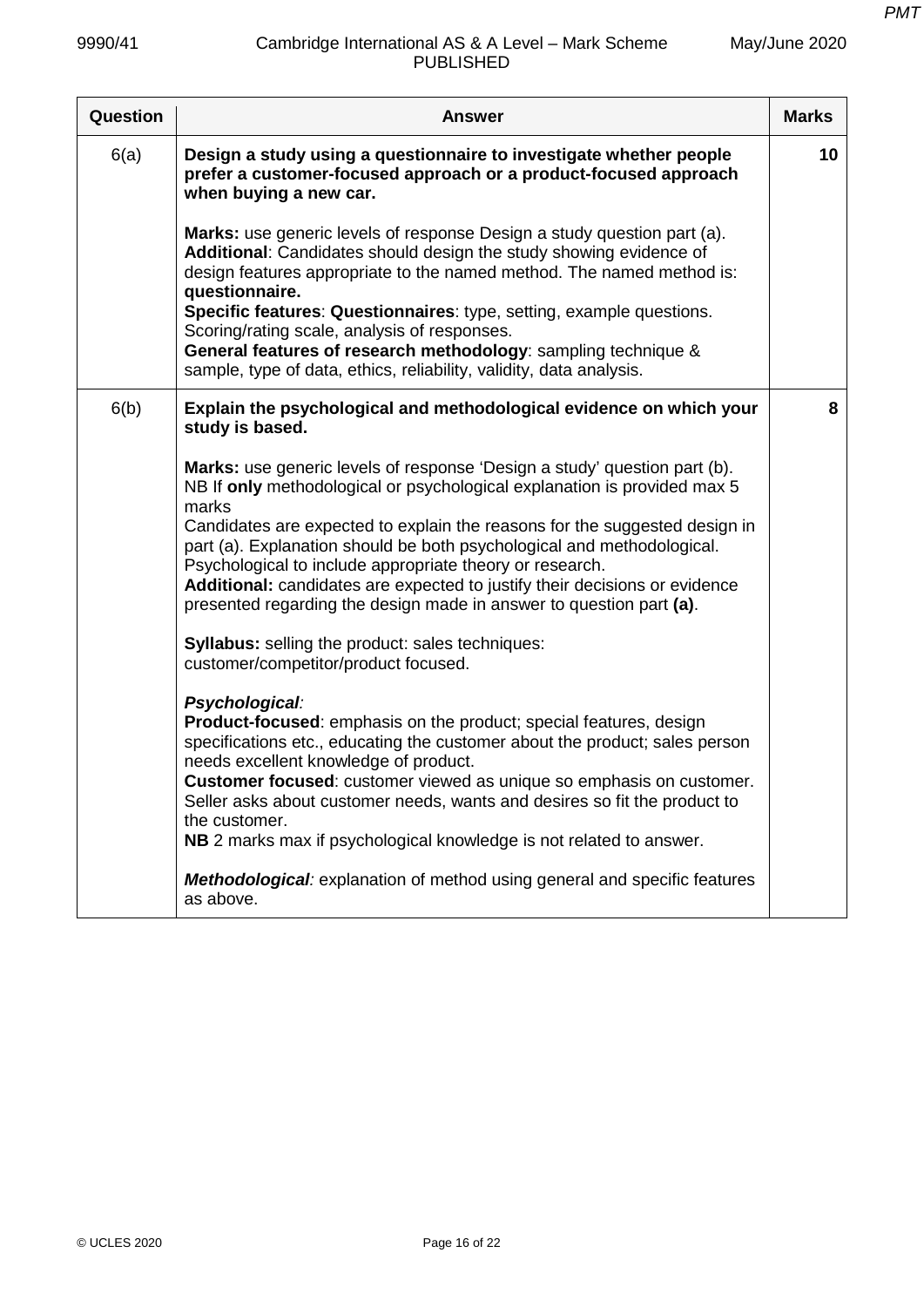| Question | Answer | Marks |
|---|---|---|
| 6(a) | **Design a study using a questionnaire to investigate whether people prefer a customer-focused approach or a product-focused approach when buying a new car.**<br><br>**Marks:** use generic levels of response Design a study question part (a).<br>**Additional**: Candidates should design the study showing evidence of design features appropriate to the named method. The named method is: **questionnaire.**<br>**Specific features**: **Questionnaires**: type, setting, example questions. Scoring/rating scale, analysis of responses.<br>**General features of research methodology**: sampling technique & sample, type of data, ethics, reliability, validity, data analysis. | 10 |
| 6(b) | **Explain the psychological and methodological evidence on which your study is based.**<br><br>**Marks:** use generic levels of response 'Design a study' question part (b).<br>NB If **only** methodological or psychological explanation is provided max 5 marks<br>Candidates are expected to explain the reasons for the suggested design in part (a). Explanation should be both psychological and methodological. Psychological to include appropriate theory or research.<br>**Additional:** candidates are expected to justify their decisions or evidence presented regarding the design made in answer to question part **(a)**.<br><br>**Syllabus:** selling the product: sales techniques: customer/competitor/product focused.<br><br>***Psychological:***<br>**Product-focused**: emphasis on the product; special features, design specifications etc., educating the customer about the product; sales person needs excellent knowledge of product.<br>**Customer focused**: customer viewed as unique so emphasis on customer. Seller asks about customer needs, wants and desires so fit the product to the customer.<br>**NB** 2 marks max if psychological knowledge is not related to answer.<br><br>***Methodological:*** explanation of method using general and specific features as above. | 8 |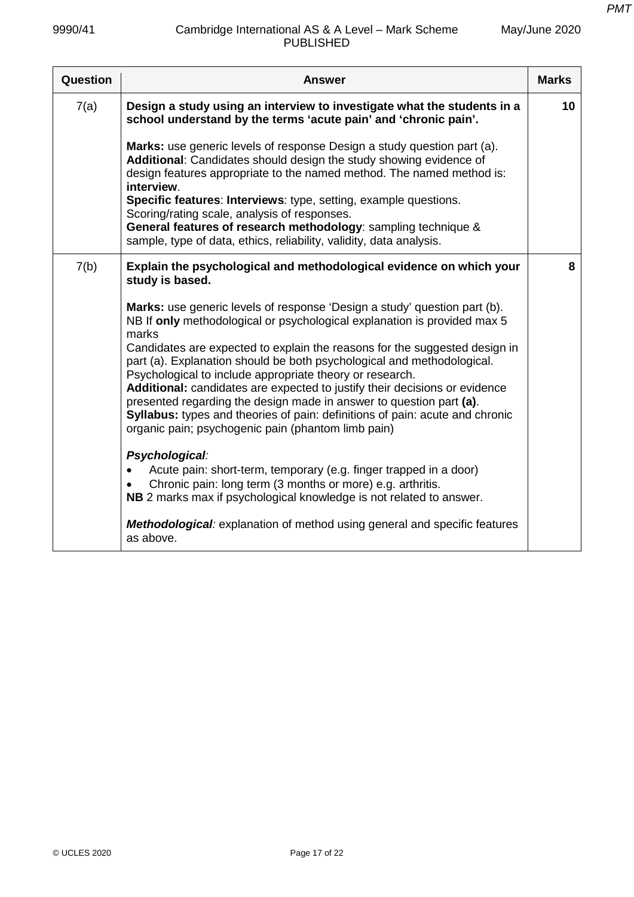| Question | Answer | Marks |
|---|---|---|
| 7(a) | **Design a study using an interview to investigate what the students in a school understand by the terms 'acute pain' and 'chronic pain'.**<br><br>**Marks:** use generic levels of response Design a study question part (a).<br>**Additional**: Candidates should design the study showing evidence of design features appropriate to the named method. The named method is: **interview**.<br>**Specific features**: **Interviews**: type, setting, example questions. Scoring/rating scale, analysis of responses.<br>**General features of research methodology**: sampling technique & sample, type of data, ethics, reliability, validity, data analysis. | 10 |
| 7(b) | **Explain the psychological and methodological evidence on which your study is based.**<br><br>**Marks:** use generic levels of response 'Design a study' question part (b).<br>NB If **only** methodological or psychological explanation is provided max 5 marks<br>Candidates are expected to explain the reasons for the suggested design in part (a). Explanation should be both psychological and methodological. Psychological to include appropriate theory or research.<br>**Additional:** candidates are expected to justify their decisions or evidence presented regarding the design made in answer to question part **(a)**.<br>**Syllabus:** types and theories of pain: definitions of pain: acute and chronic organic pain; psychogenic pain (phantom limb pain)<br><br>***Psychological:***<br>• Acute pain: short-term, temporary (e.g. finger trapped in a door)<br>• Chronic pain: long term (3 months or more) e.g. arthritis.<br>**NB** 2 marks max if psychological knowledge is not related to answer.<br><br>***Methodological:*** explanation of method using general and specific features as above. | 8 |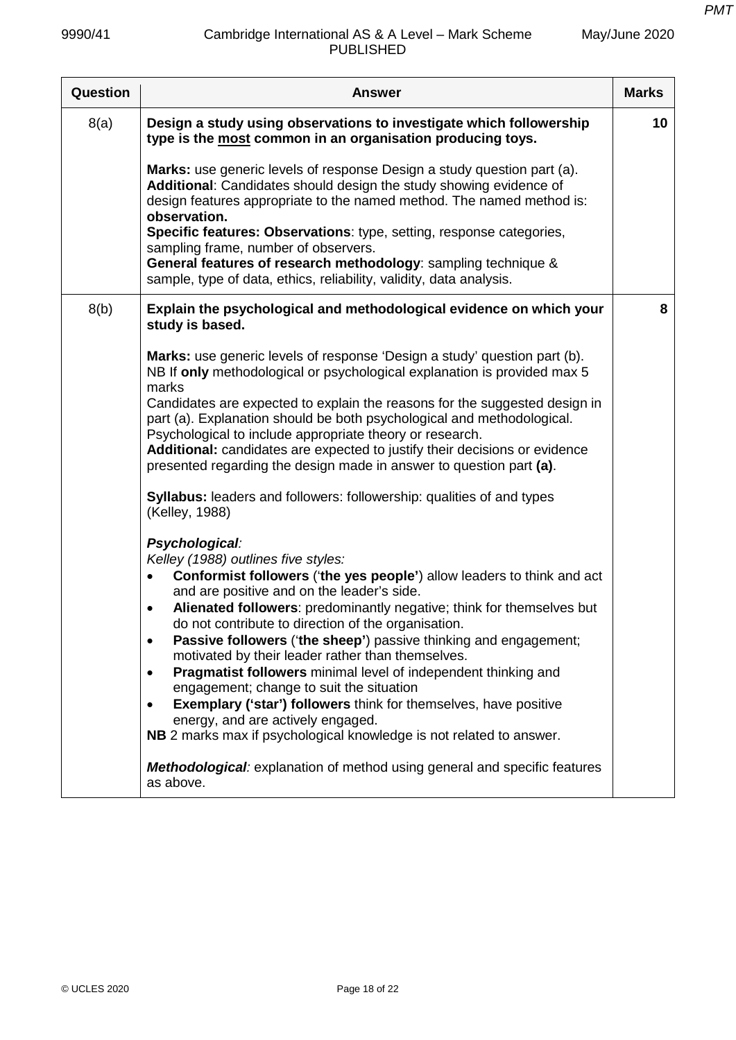| Question | Answer | Marks |
|---|---|---|
| 8(a) | **Design a study using observations to investigate which followership type is the most common in an organisation producing toys.**<br><br>**Marks:** use generic levels of response Design a study question part (a).<br>**Additional**: Candidates should design the study showing evidence of design features appropriate to the named method. The named method is: **observation.**<br>**Specific features: Observations**: type, setting, response categories, sampling frame, number of observers.<br>**General features of research methodology**: sampling technique & sample, type of data, ethics, reliability, validity, data analysis. | 10 |
| 8(b) | **Explain the psychological and methodological evidence on which your study is based.**<br><br>**Marks:** use generic levels of response 'Design a study' question part (b).<br>NB If **only** methodological or psychological explanation is provided max 5 marks<br>Candidates are expected to explain the reasons for the suggested design in part (a). Explanation should be both psychological and methodological. Psychological to include appropriate theory or research.<br>**Additional:** candidates are expected to justify their decisions or evidence presented regarding the design made in answer to question part **(a)**.<br><br>**Syllabus:** leaders and followers: followership: qualities of and types (Kelley, 1988)<br><br>***Psychological:***<br>*Kelley (1988) outlines five styles:*<br>• **Conformist followers** ('**the yes people'**) allow leaders to think and act and are positive and on the leader's side.<br>• **Alienated followers**: predominantly negative; think for themselves but do not contribute to direction of the organisation.<br>• **Passive followers** ('**the sheep'**) passive thinking and engagement; motivated by their leader rather than themselves.<br>• **Pragmatist followers** minimal level of independent thinking and engagement; change to suit the situation<br>• **Exemplary ('star') followers** think for themselves, have positive energy, and are actively engaged.<br>**NB** 2 marks max if psychological knowledge is not related to answer.<br><br>***Methodological:*** explanation of method using general and specific features as above. | 8 |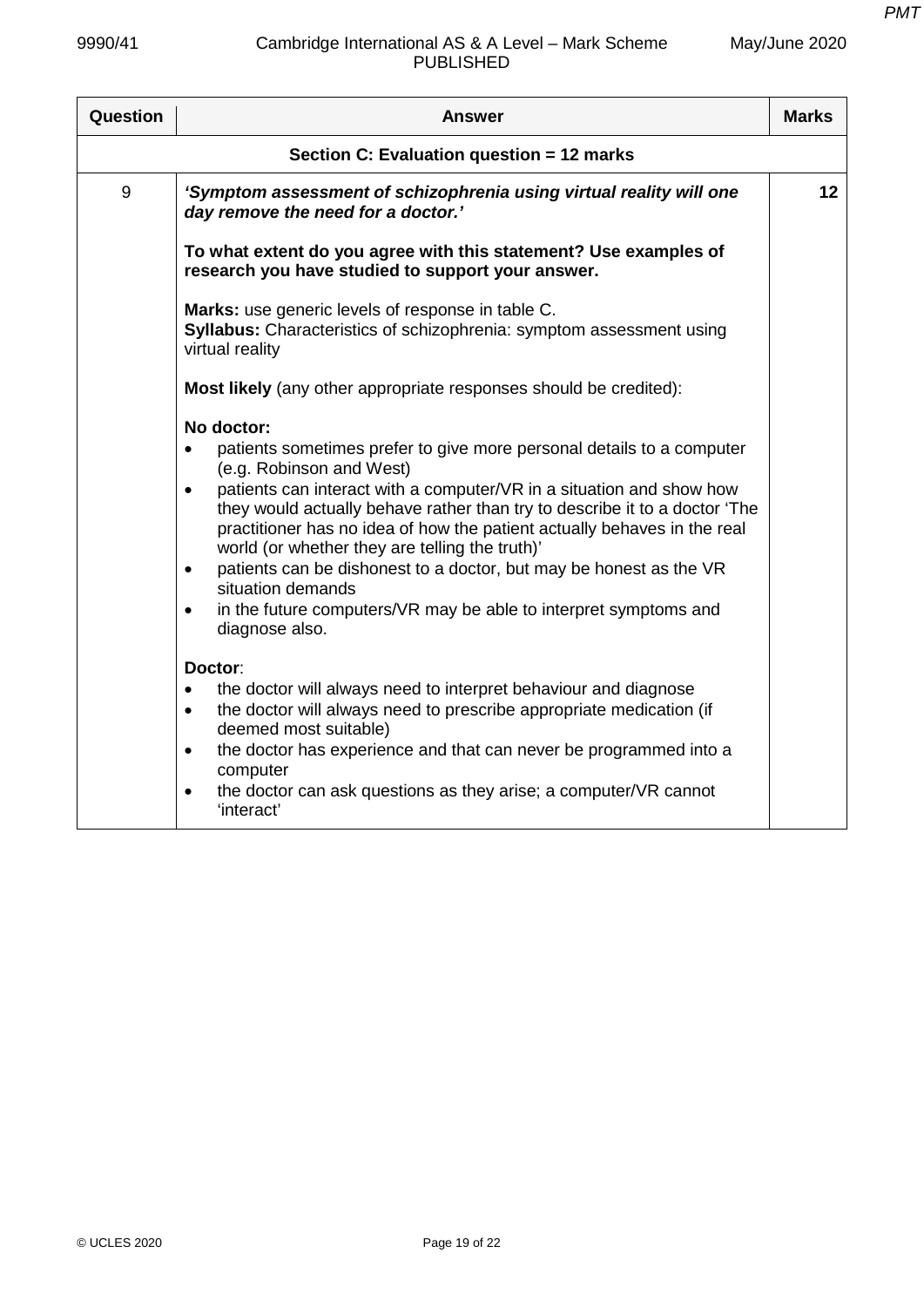| Question | Answer | Marks |
|---|---|---|
| | **Section C: Evaluation question = 12 marks** | |
| 9 | ***'Symptom assessment of schizophrenia using virtual reality will one day remove the need for a doctor.'***<br><br>**To what extent do you agree with this statement? Use examples of research you have studied to support your answer.**<br><br>**Marks:** use generic levels of response in table C.<br>**Syllabus:** Characteristics of schizophrenia: symptom assessment using virtual reality<br><br>**Most likely** (any other appropriate responses should be credited):<br><br>**No doctor:**<br>• patients sometimes prefer to give more personal details to a computer (e.g. Robinson and West)<br>• patients can interact with a computer/VR in a situation and show how they would actually behave rather than try to describe it to a doctor 'The practitioner has no idea of how the patient actually behaves in the real world (or whether they are telling the truth)'<br>• patients can be dishonest to a doctor, but may be honest as the VR situation demands<br>• in the future computers/VR may be able to interpret symptoms and diagnose also.<br><br>**Doctor**:<br>• the doctor will always need to interpret behaviour and diagnose<br>• the doctor will always need to prescribe appropriate medication (if deemed most suitable)<br>• the doctor has experience and that can never be programmed into a computer<br>• the doctor can ask questions as they arise; a computer/VR cannot 'interact' | 12 |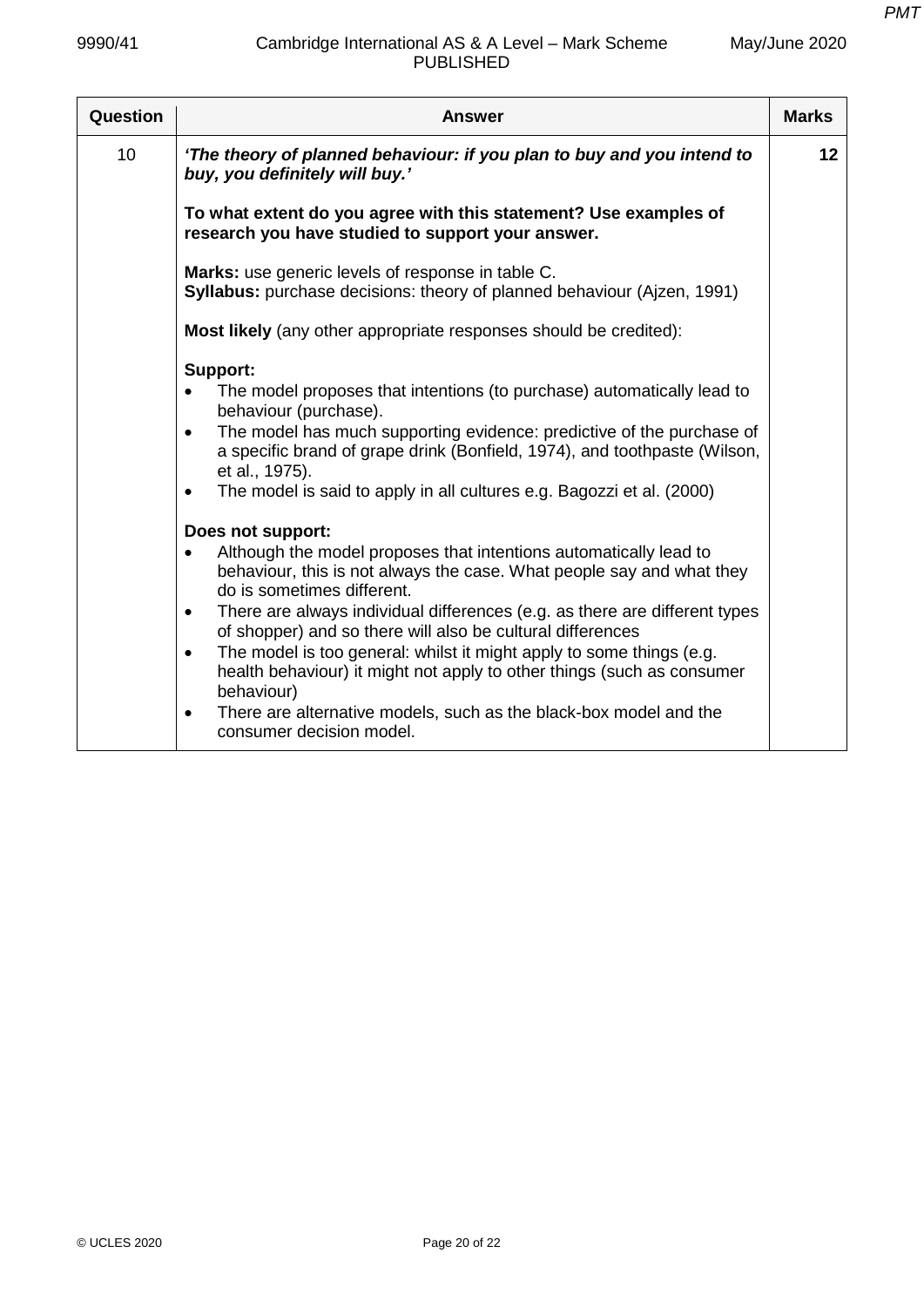| Question | Answer | Marks |
|---|---|---|
| 10 | ***'The theory of planned behaviour: if you plan to buy and you intend to buy, you definitely will buy.'***<br><br>**To what extent do you agree with this statement? Use examples of research you have studied to support your answer.**<br><br>**Marks:** use generic levels of response in table C.<br>**Syllabus:** purchase decisions: theory of planned behaviour (Ajzen, 1991)<br><br>**Most likely** (any other appropriate responses should be credited):<br><br>**Support:**<br>• The model proposes that intentions (to purchase) automatically lead to behaviour (purchase).<br>• The model has much supporting evidence: predictive of the purchase of a specific brand of grape drink (Bonfield, 1974), and toothpaste (Wilson, et al., 1975).<br>• The model is said to apply in all cultures e.g. Bagozzi et al. (2000)<br><br>**Does not support:**<br>• Although the model proposes that intentions automatically lead to behaviour, this is not always the case. What people say and what they do is sometimes different.<br>• There are always individual differences (e.g. as there are different types of shopper) and so there will also be cultural differences<br>• The model is too general: whilst it might apply to some things (e.g. health behaviour) it might not apply to other things (such as consumer behaviour)<br>• There are alternative models, such as the black-box model and the consumer decision model. | 12 |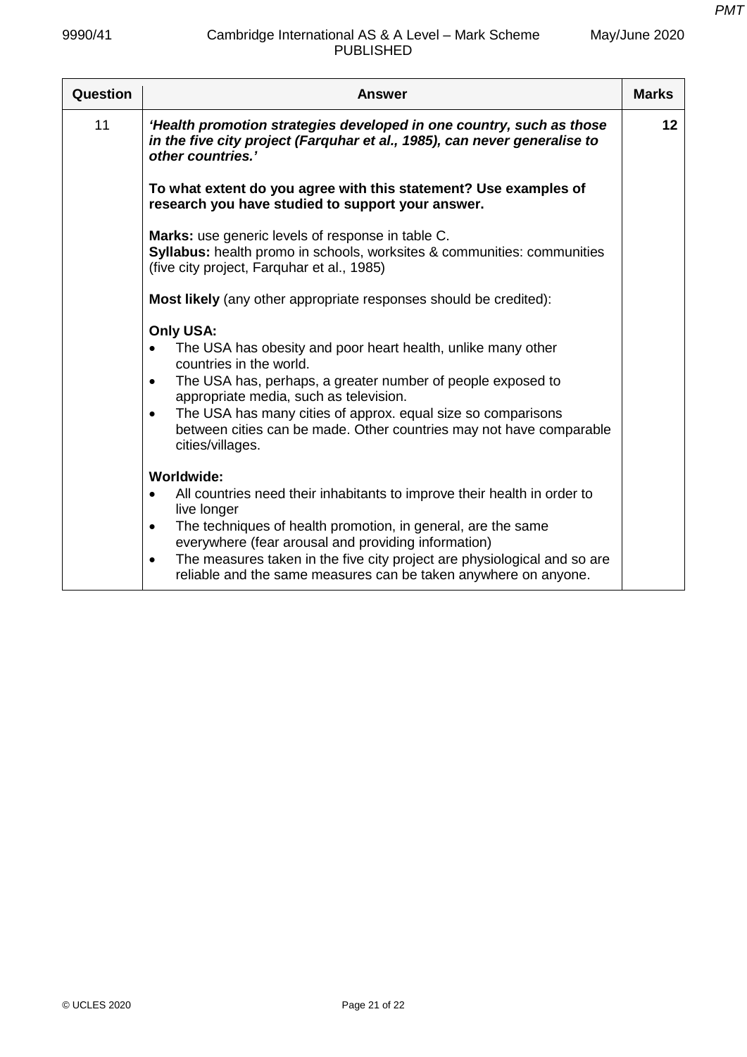| Question | Answer | Marks |
|---|---|---|
| 11 | ***'Health promotion strategies developed in one country, such as those in the five city project (Farquhar et al., 1985), can never generalise to other countries.'***<br><br>**To what extent do you agree with this statement? Use examples of research you have studied to support your answer.**<br><br>**Marks:** use generic levels of response in table C.<br>**Syllabus:** health promo in schools, worksites & communities: communities (five city project, Farquhar et al., 1985)<br><br>**Most likely** (any other appropriate responses should be credited):<br><br>**Only USA:**<br>• The USA has obesity and poor heart health, unlike many other countries in the world.<br>• The USA has, perhaps, a greater number of people exposed to appropriate media, such as television.<br>• The USA has many cities of approx. equal size so comparisons between cities can be made. Other countries may not have comparable cities/villages.<br><br>**Worldwide:**<br>• All countries need their inhabitants to improve their health in order to live longer<br>• The techniques of health promotion, in general, are the same everywhere (fear arousal and providing information)<br>• The measures taken in the five city project are physiological and so are reliable and the same measures can be taken anywhere on anyone. | 12 |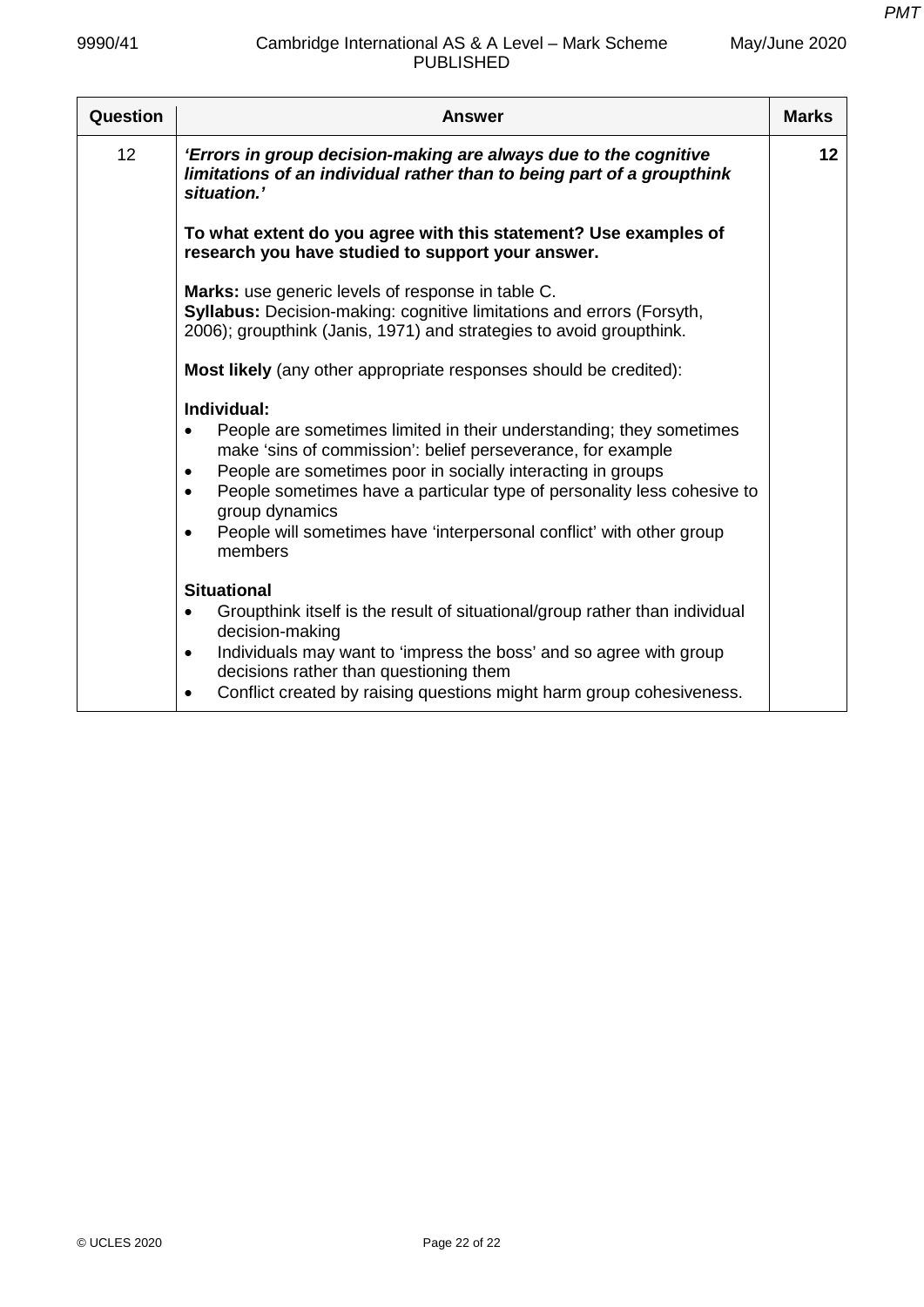| Question | Answer | Marks |
|---|---|---|
| 12 | ***'Errors in group decision-making are always due to the cognitive limitations of an individual rather than to being part of a groupthink situation.'***<br><br>**To what extent do you agree with this statement? Use examples of research you have studied to support your answer.**<br><br>**Marks:** use generic levels of response in table C.<br>**Syllabus:** Decision-making: cognitive limitations and errors (Forsyth, 2006); groupthink (Janis, 1971) and strategies to avoid groupthink.<br><br>**Most likely** (any other appropriate responses should be credited):<br><br>**Individual:**<br>• People are sometimes limited in their understanding; they sometimes make 'sins of commission': belief perseverance, for example<br>• People are sometimes poor in socially interacting in groups<br>• People sometimes have a particular type of personality less cohesive to group dynamics<br>• People will sometimes have 'interpersonal conflict' with other group members<br><br>**Situational**<br>• Groupthink itself is the result of situational/group rather than individual decision-making<br>• Individuals may want to 'impress the boss' and so agree with group decisions rather than questioning them<br>• Conflict created by raising questions might harm group cohesiveness. | 12 |